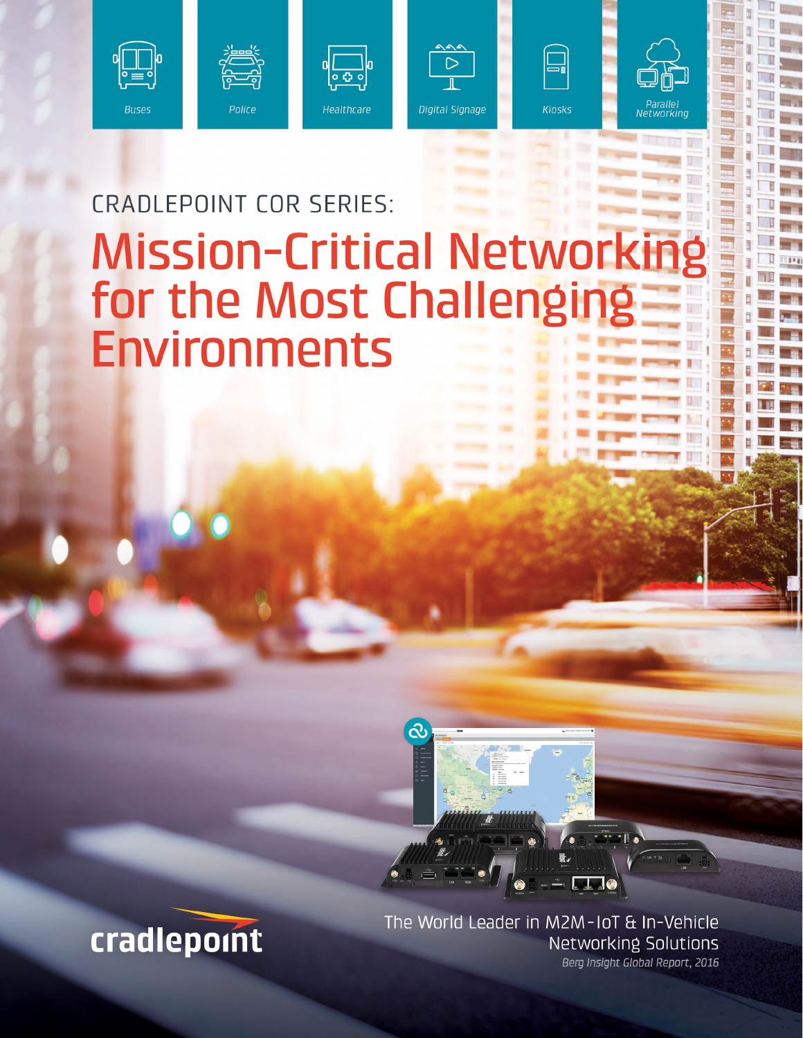Buses

Police

Healthcare

Digital Signage

Kiosks

Parallel Networking

CRADLEPOINT COR SERIES:

# Mission-Critical Networking for the Most Challenging Environments

The World Leader in M2M-IoT & In-Vehicle Networking Solutions

*Berg Insight Global Report, 2016*

cradlepoint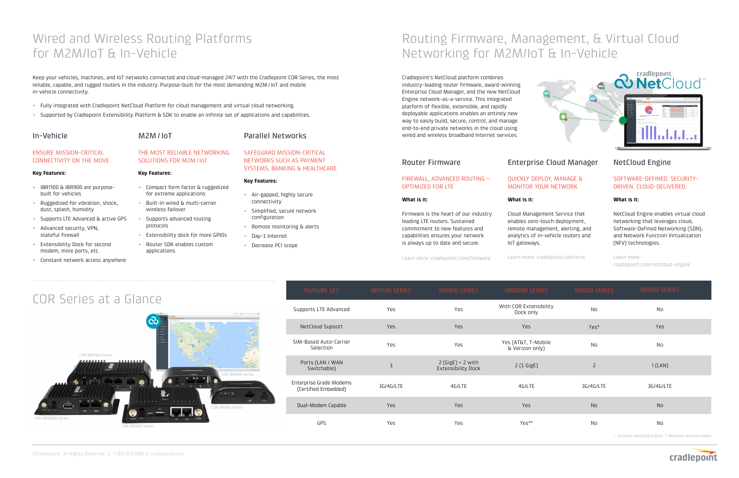# Wired and Wireless Routing Platforms for M2M/IoT & In-Vehicle

Keep your vehicles, machines, and IoT networks connected and cloud-managed 24/7 with the Cradlepoint COR Series, the most reliable, capable, and rugged routers in the industry. Purpose-built for the most demanding M2M / IoT and mobile in-vehicle connectivity.

- Fully integrated with Cradlepoint NetCloud Platform for cloud management and virtual cloud networking.
- Supported by Cradlepoint Extensibility Platform & SDK to enable an infinite set of applications and capabilities.

## In-Vehicle

ENSURE MISSION-CRITICAL CONNECTIVITY ON THE MOVE

**Key Features:**

- IBR1100 & IBR900 are purpose-built for vehicles
- Ruggedized for vibration, shock, dust, splash, humidity
- Supports LTE Advanced & active GPS
- Advanced security, VPN, stateful firewall
- Extensibility Dock for second modem, more ports, etc.
- Constant network access anywhere

## M2M / IoT

THE MOST RELIABLE NETWORKING SOLUTIONS FOR M2M / IoT

**Key Features:**

- Compact form factor & ruggedized for extreme applications
- Built-in wired & multi-carrier wireless failover
- Supports advanced routing protocols
- Extensibility dock for more GPIOs
- Router SDK enables custom applications

## Parallel Networks

SAFEGUARD MISSION-CRITICAL NETWORKS SUCH AS PAYMENT SYSTEMS, BANKING & HEALTHCARE

**Key Features:**

- Air-gapped, highly secure connectivity
- Simplified, secure network configuration
- Remote monitoring & alerts
- Day-1 Internet
- Decrease PCI scope

# Routing Firmware, Management, & Virtual Cloud Networking for M2M/IoT & In-Vehicle

Cradlepoint's NetCloud platform combines industry-leading router firmware, award-winning Enterprise Cloud Manager, and the new NetCloud Engine network-as-a-service. This integrated platform of flexible, extensible, and rapidly deployable applications enables an entirely new way to easily build, secure, control, and manage end-to-end private networks in the cloud using wired and wireless broadband Internet services.

## Router Firmware

FIREWALL, ADVANCED ROUTING – OPTIMIZED FOR LTE

**What is it:**

Firmware is the heart of our industry leading LTE routers. Sustained commitment to new features and capabilities ensures your network is always up to date and secure.

*Learn more: cradlepoint.com/firmware*

## Enterprise Cloud Manager

QUICKLY DEPLOY, MANAGE & MONITOR YOUR NETWORK

**What is it:**

Cloud Management Service that enables zero-touch deployment, remote management, alerting, and analytics of in-vehicle routers and IoT gateways.

*Learn more: cradlepoint.com/ecm*

## NetCloud Engine

SOFTWARE-DEFINED. SECURITY-DRIVEN. CLOUD-DELIVERED.

**What is it:**

NetCloud Engine enables virtual cloud networking that leverages cloud, Software-Defined Networking (SDN), and Network Function Virtualization (NFV) technologies.

*Learn more: cradlepoint.com/netcloud-engine*

# COR Series at a Glance

| FEATURE SET | IBR1100 SERIES | IBR900 SERIES | IBR600B SERIES | IBR600 SERIES | IBR350 SERIES |
|---|---|---|---|---|---|
| Supports LTE Advanced | Yes | Yes | With COR Extensibility Dock only | No | No |
| NetCloud Support | Yes | Yes | Yes | Yes* | Yes |
| SIM-Based Auto-Carrier Selection | Yes | Yes | Yes (AT&T, T-Mobile & Verizon only) | No | No |
| Ports (LAN / WAN Switchable) | 3 | 2 (GigE) + 2 with Extensibility Dock | 2 (1 GigE) | 2 | 1 (LAN) |
| Enterprise Grade Modems (Certified Embedded) | 3G/4G/LTE | 4G/LTE | 4G/LTE | 3G/4G/LTE | 3G/4G/LTE |
| Dual-Modem Capable | Yes | Yes | Yes | No | No |
| GPS | Yes | Yes | Yes** | No | No |

\* Excludes NetCloud Engine, ** Required second modem

©Cradlepoint. All Rights Reserved. | +1.855.813.3385 | cradlepoint.com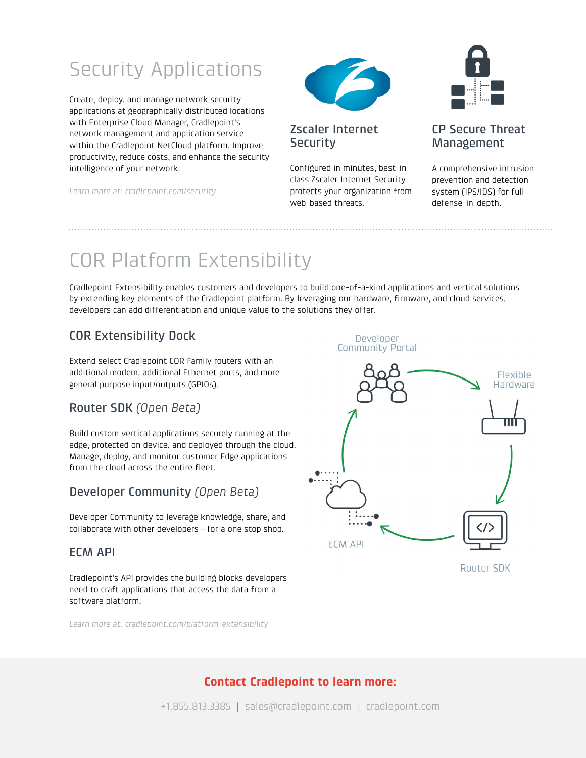# Security Applications

Create, deploy, and manage network security applications at geographically distributed locations with Enterprise Cloud Manager, Cradlepoint's network management and application service within the Cradlepoint NetCloud platform. Improve productivity, reduce costs, and enhance the security intelligence of your network.

*Learn more at: cradlepoint.com/security*

### Zscaler Internet Security

Configured in minutes, best-in-class Zscaler Internet Security protects your organization from web-based threats.

### CP Secure Threat Management

A comprehensive intrusion prevention and detection system (IPS/IDS) for full defense-in-depth.

# COR Platform Extensibility

Cradlepoint Extensibility enables customers and developers to build one-of-a-kind applications and vertical solutions by extending key elements of the Cradlepoint platform. By leveraging our hardware, firmware, and cloud services, developers can add differentiation and unique value to the solutions they offer.

### COR Extensibility Dock

Extend select Cradlepoint COR Family routers with an additional modem, additional Ethernet ports, and more general purpose input/outputs (GPIOs).

### Router SDK *(Open Beta)*

Build custom vertical applications securely running at the edge, protected on device, and deployed through the cloud. Manage, deploy, and monitor customer Edge applications from the cloud across the entire fleet.

### Developer Community *(Open Beta)*

Developer Community to leverage knowledge, share, and collaborate with other developers – for a one stop shop.

### ECM API

Cradlepoint's API provides the building blocks developers need to craft applications that access the data from a software platform.

*Learn more at: cradlepoint.com/platform-extensibility*

Developer Community Portal

Flexible Hardware

Router SDK

ECM API

**Contact Cradlepoint to learn more:**

+1.855.813.3385 | sales@cradlepoint.com | cradlepoint.com